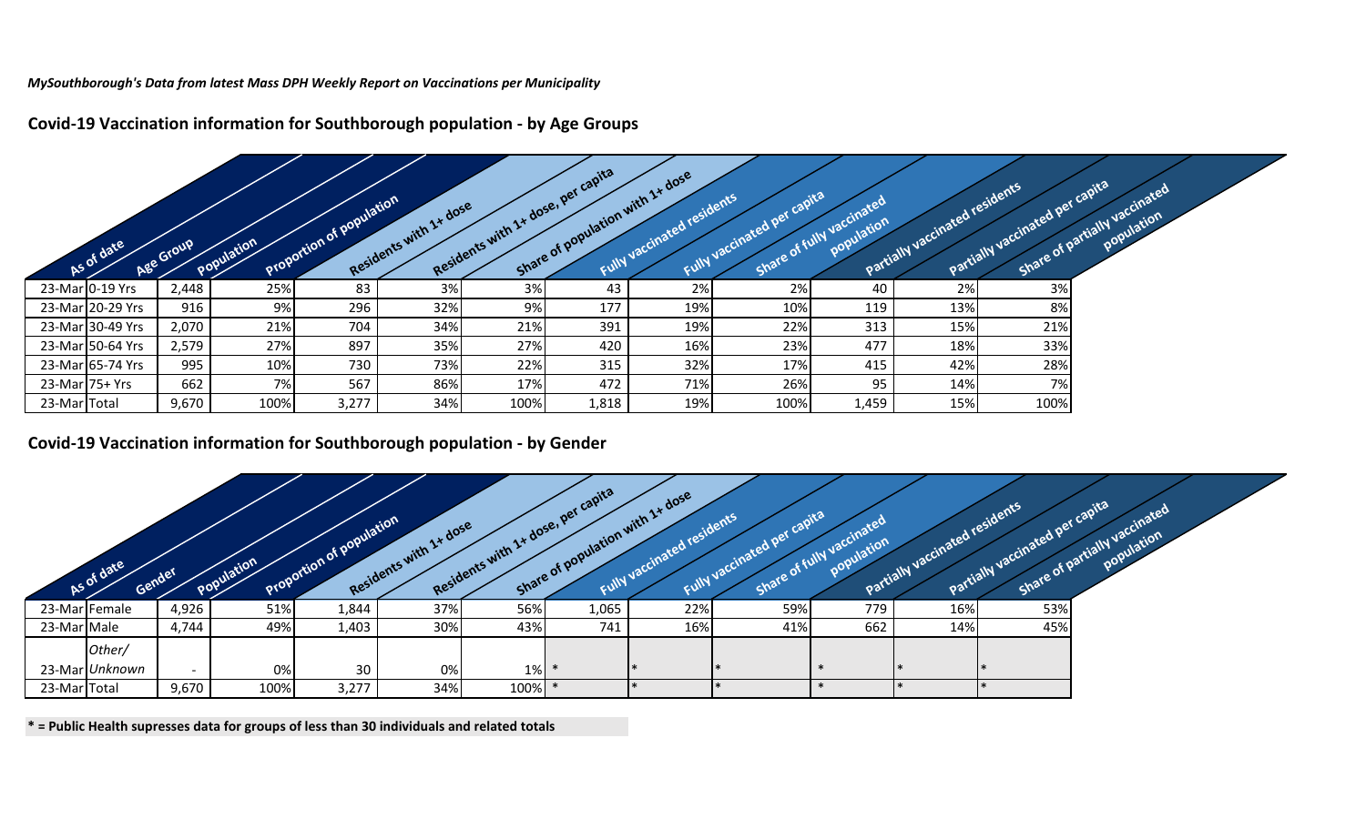*MySouthborough's Data from latest Mass DPH Weekly Report on Vaccinations per Municipality*

## Covid-19 Vaccination information for Southborough population - by Age Groups

| As of date | Age Group | Population | Proportion of population | Residents with 1+ dose | Residents with 1+ dose, per capita | Share of population with 1+ dose | Fully vaccinated residents | Fully vaccinated per capita | Share of fully vaccinated population | Partially vaccinated residents | Partially vaccinated per capita | Share of partially vaccinated population |
|---|---|---|---|---|---|---|---|---|---|---|---|---|
| 23-Mar | 0-19 Yrs | 2,448 | 25% | 83 | 3% | 3% | 43 | 2% | 2% | 40 | 2% | 3% |
| 23-Mar | 20-29 Yrs | 916 | 9% | 296 | 32% | 9% | 177 | 19% | 10% | 119 | 13% | 8% |
| 23-Mar | 30-49 Yrs | 2,070 | 21% | 704 | 34% | 21% | 391 | 19% | 22% | 313 | 15% | 21% |
| 23-Mar | 50-64 Yrs | 2,579 | 27% | 897 | 35% | 27% | 420 | 16% | 23% | 477 | 18% | 33% |
| 23-Mar | 65-74 Yrs | 995 | 10% | 730 | 73% | 22% | 315 | 32% | 17% | 415 | 42% | 28% |
| 23-Mar | 75+ Yrs | 662 | 7% | 567 | 86% | 17% | 472 | 71% | 26% | 95 | 14% | 7% |
| 23-Mar | Total | 9,670 | 100% | 3,277 | 34% | 100% | 1,818 | 19% | 100% | 1,459 | 15% | 100% |

## Covid-19 Vaccination information for Southborough population - by Gender

| As of date | Gender | Population | Proportion of population | Residents with 1+ dose | Residents with 1+ dose, per capita | Share of population with 1+ dose | Fully vaccinated residents | Fully vaccinated per capita | Share of fully vaccinated population | Partially vaccinated residents | Partially vaccinated per capita | Share of partially vaccinated population |
|---|---|---|---|---|---|---|---|---|---|---|---|---|
| 23-Mar | Female | 4,926 | 51% | 1,844 | 37% | 56% | 1,065 | 22% | 59% | 779 | 16% | 53% |
| 23-Mar | Male | 4,744 | 49% | 1,403 | 30% | 43% | 741 | 16% | 41% | 662 | 14% | 45% |
| 23-Mar | *Other/ Unknown* | - | 0% | 30 | 0% | 1% | * | * | * | * | * | * |
| 23-Mar | Total | 9,670 | 100% | 3,277 | 34% | 100% | * | * | * | * | * | * |

**\* = Public Health supresses data for groups of less than 30 individuals and related totals**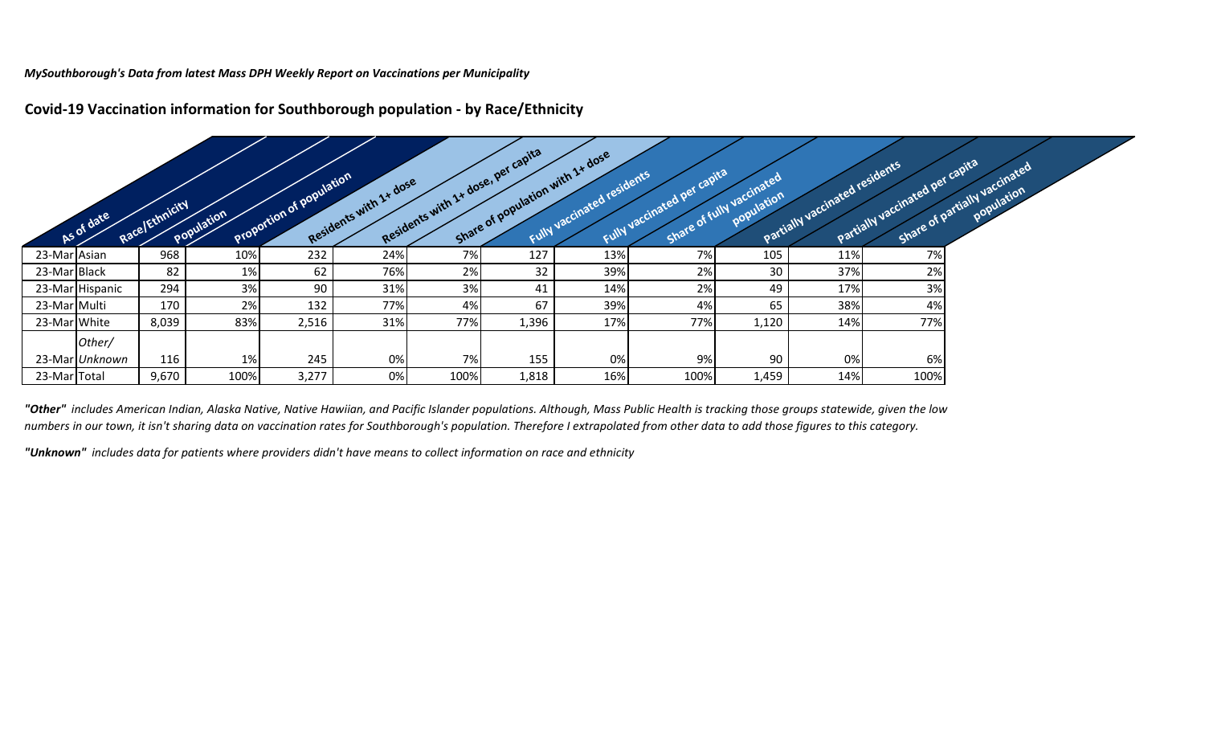*MySouthborough's Data from latest Mass DPH Weekly Report on Vaccinations per Municipality*

**Covid-19 Vaccination information for Southborough population - by Race/Ethnicity**

| As of date | Race/Ethnicity | Population | Proportion of population | Residents with 1+ dose | Residents with 1+ dose, per capita | Share of population with 1+ dose | Fully vaccinated residents | Fully vaccinated per capita | Share of fully vaccinated population | Partially vaccinated residents | Partially vaccinated per capita | Share of partially vaccinated population |
|---|---|---|---|---|---|---|---|---|---|---|---|---|
| 23-Mar | Asian | 968 | 10% | 232 | 24% | 7% | 127 | 13% | 7% | 105 | 11% | 7% |
| 23-Mar | Black | 82 | 1% | 62 | 76% | 2% | 32 | 39% | 2% | 30 | 37% | 2% |
| 23-Mar | Hispanic | 294 | 3% | 90 | 31% | 3% | 41 | 14% | 2% | 49 | 17% | 3% |
| 23-Mar | Multi | 170 | 2% | 132 | 77% | 4% | 67 | 39% | 4% | 65 | 38% | 4% |
| 23-Mar | White | 8,039 | 83% | 2,516 | 31% | 77% | 1,396 | 17% | 77% | 1,120 | 14% | 77% |
| 23-Mar | *Other/ Unknown* | 116 | 1% | 245 | 0% | 7% | 155 | 0% | 9% | 90 | 0% | 6% |
| 23-Mar | Total | 9,670 | 100% | 3,277 | 0% | 100% | 1,818 | 16% | 100% | 1,459 | 14% | 100% |

***"Other"*** *includes American Indian, Alaska Native, Native Hawiian, and Pacific Islander populations. Although, Mass Public Health is tracking those groups statewide, given the low numbers in our town, it isn't sharing data on vaccination rates for Southborough's population. Therefore I extrapolated from other data to add those figures to this category.*

***"Unknown"*** *includes data for patients where providers didn't have means to collect information on race and ethnicity*